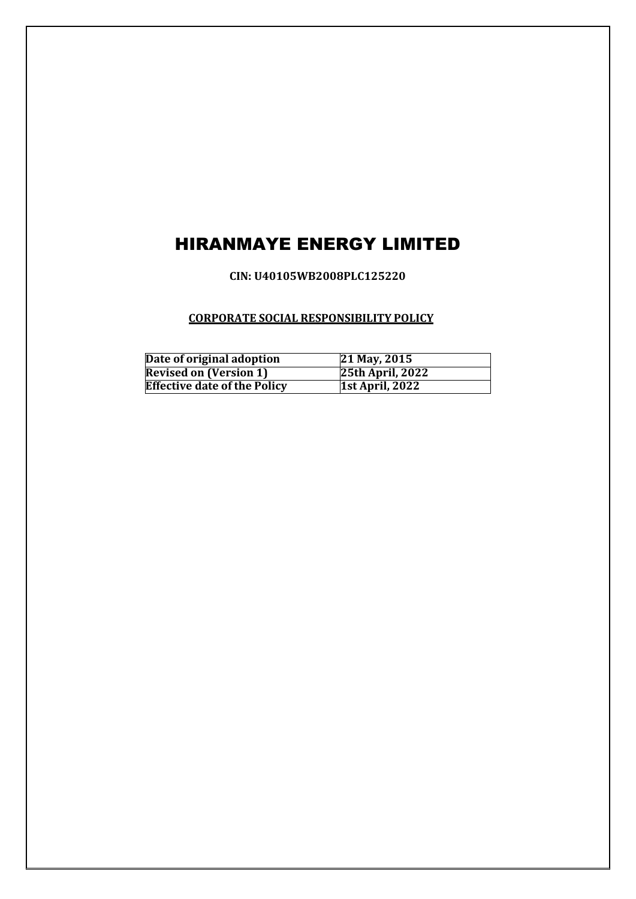# HIRANMAYE ENERGY LIMITED

**CIN: U40105WB2008PLC125220**

**CORPORATE SOCIAL RESPONSIBILITY POLICY**

| **Date of original adoption** | **21 May, 2015** |
|---|---|
| **Revised on (Version 1)** | **25th April, 2022** |
| **Effective date of the Policy** | **1st April, 2022** |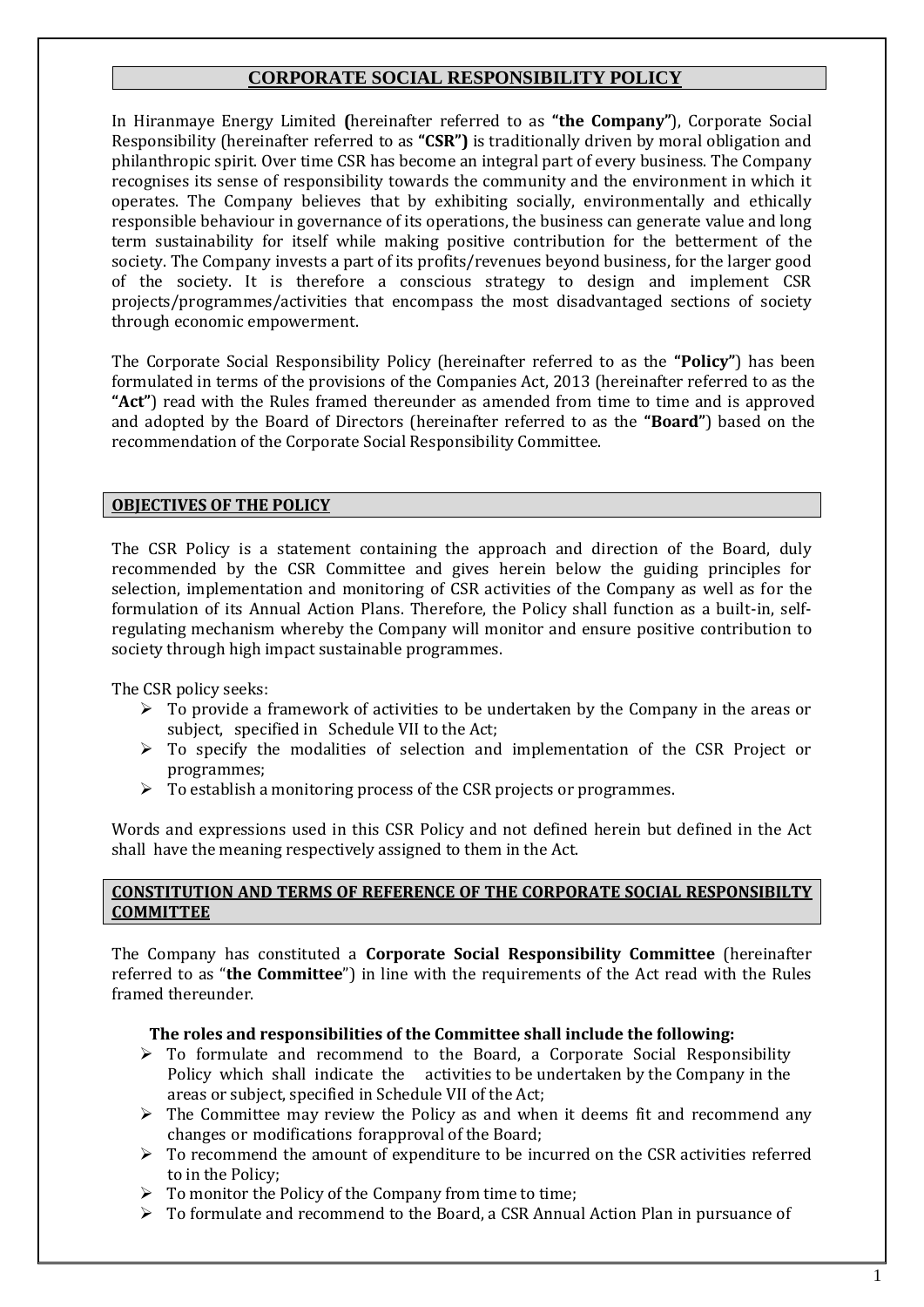## CORPORATE SOCIAL RESPONSIBILITY POLICY

In Hiranmaye Energy Limited **(**hereinafter referred to as **"the Company"**), Corporate Social Responsibility (hereinafter referred to as **"CSR")** is traditionally driven by moral obligation and philanthropic spirit. Over time CSR has become an integral part of every business. The Company recognises its sense of responsibility towards the community and the environment in which it operates. The Company believes that by exhibiting socially, environmentally and ethically responsible behaviour in governance of its operations, the business can generate value and long term sustainability for itself while making positive contribution for the betterment of the society. The Company invests a part of its profits/revenues beyond business, for the larger good of the society. It is therefore a conscious strategy to design and implement CSR projects/programmes/activities that encompass the most disadvantaged sections of society through economic empowerment.

The Corporate Social Responsibility Policy (hereinafter referred to as the **"Policy"**) has been formulated in terms of the provisions of the Companies Act, 2013 (hereinafter referred to as the **"Act"**) read with the Rules framed thereunder as amended from time to time and is approved and adopted by the Board of Directors (hereinafter referred to as the **"Board"**) based on the recommendation of the Corporate Social Responsibility Committee.

### OBJECTIVES OF THE POLICY

The CSR Policy is a statement containing the approach and direction of the Board, duly recommended by the CSR Committee and gives herein below the guiding principles for selection, implementation and monitoring of CSR activities of the Company as well as for the formulation of its Annual Action Plans. Therefore, the Policy shall function as a built-in, self-regulating mechanism whereby the Company will monitor and ensure positive contribution to society through high impact sustainable programmes.

The CSR policy seeks:

- To provide a framework of activities to be undertaken by the Company in the areas or subject, specified in Schedule VII to the Act;
- To specify the modalities of selection and implementation of the CSR Project or programmes;
- To establish a monitoring process of the CSR projects or programmes.

Words and expressions used in this CSR Policy and not defined herein but defined in the Act shall have the meaning respectively assigned to them in the Act.

### CONSTITUTION AND TERMS OF REFERENCE OF THE CORPORATE SOCIAL RESPONSIBILTY COMMITTEE

The Company has constituted a **Corporate Social Responsibility Committee** (hereinafter referred to as "**the Committee**") in line with the requirements of the Act read with the Rules framed thereunder.

**The roles and responsibilities of the Committee shall include the following:**

- To formulate and recommend to the Board, a Corporate Social Responsibility Policy which shall indicate the activities to be undertaken by the Company in the areas or subject, specified in Schedule VII of the Act;
- The Committee may review the Policy as and when it deems fit and recommend any changes or modifications forapproval of the Board;
- To recommend the amount of expenditure to be incurred on the CSR activities referred to in the Policy;
- To monitor the Policy of the Company from time to time;
- To formulate and recommend to the Board, a CSR Annual Action Plan in pursuance of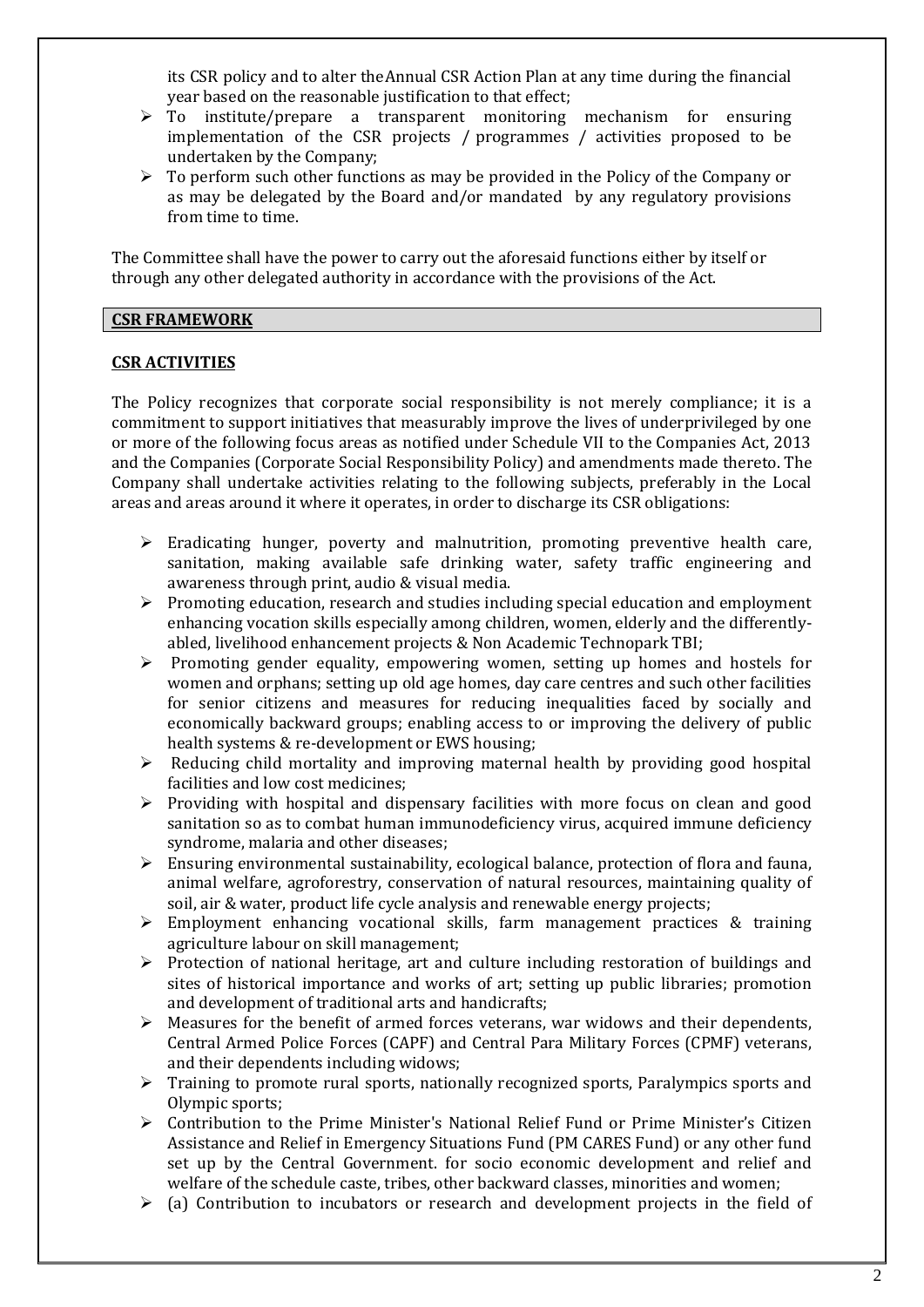its CSR policy and to alter the Annual CSR Action Plan at any time during the financial year based on the reasonable justification to that effect;

- To institute/prepare a transparent monitoring mechanism for ensuring implementation of the CSR projects / programmes / activities proposed to be undertaken by the Company;
- To perform such other functions as may be provided in the Policy of the Company or as may be delegated by the Board and/or mandated by any regulatory provisions from time to time.

The Committee shall have the power to carry out the aforesaid functions either by itself or through any other delegated authority in accordance with the provisions of the Act.

## CSR FRAMEWORK

### CSR ACTIVITIES

The Policy recognizes that corporate social responsibility is not merely compliance; it is a commitment to support initiatives that measurably improve the lives of underprivileged by one or more of the following focus areas as notified under Schedule VII to the Companies Act, 2013 and the Companies (Corporate Social Responsibility Policy) and amendments made thereto. The Company shall undertake activities relating to the following subjects, preferably in the Local areas and areas around it where it operates, in order to discharge its CSR obligations:

- Eradicating hunger, poverty and malnutrition, promoting preventive health care, sanitation, making available safe drinking water, safety traffic engineering and awareness through print, audio & visual media.
- Promoting education, research and studies including special education and employment enhancing vocation skills especially among children, women, elderly and the differently-abled, livelihood enhancement projects & Non Academic Technopark TBI;
- Promoting gender equality, empowering women, setting up homes and hostels for women and orphans; setting up old age homes, day care centres and such other facilities for senior citizens and measures for reducing inequalities faced by socially and economically backward groups; enabling access to or improving the delivery of public health systems & re-development or EWS housing;
- Reducing child mortality and improving maternal health by providing good hospital facilities and low cost medicines;
- Providing with hospital and dispensary facilities with more focus on clean and good sanitation so as to combat human immunodeficiency virus, acquired immune deficiency syndrome, malaria and other diseases;
- Ensuring environmental sustainability, ecological balance, protection of flora and fauna, animal welfare, agroforestry, conservation of natural resources, maintaining quality of soil, air & water, product life cycle analysis and renewable energy projects;
- Employment enhancing vocational skills, farm management practices & training agriculture labour on skill management;
- Protection of national heritage, art and culture including restoration of buildings and sites of historical importance and works of art; setting up public libraries; promotion and development of traditional arts and handicrafts;
- Measures for the benefit of armed forces veterans, war widows and their dependents, Central Armed Police Forces (CAPF) and Central Para Military Forces (CPMF) veterans, and their dependents including widows;
- Training to promote rural sports, nationally recognized sports, Paralympics sports and Olympic sports;
- Contribution to the Prime Minister's National Relief Fund or Prime Minister's Citizen Assistance and Relief in Emergency Situations Fund (PM CARES Fund) or any other fund set up by the Central Government. for socio economic development and relief and welfare of the schedule caste, tribes, other backward classes, minorities and women;
- (a) Contribution to incubators or research and development projects in the field of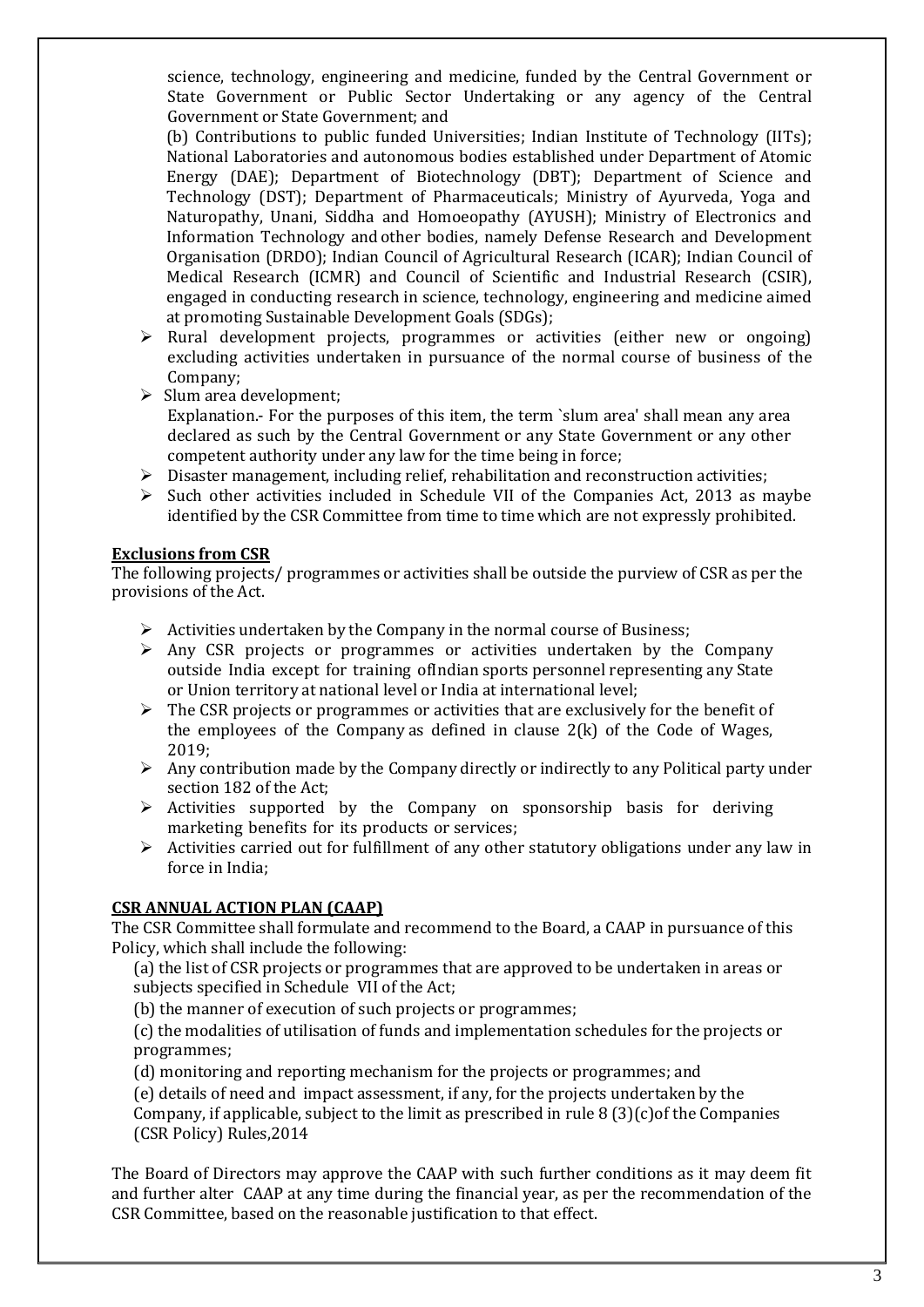science, technology, engineering and medicine, funded by the Central Government or State Government or Public Sector Undertaking or any agency of the Central Government or State Government; and

(b) Contributions to public funded Universities; Indian Institute of Technology (IITs); National Laboratories and autonomous bodies established under Department of Atomic Energy (DAE); Department of Biotechnology (DBT); Department of Science and Technology (DST); Department of Pharmaceuticals; Ministry of Ayurveda, Yoga and Naturopathy, Unani, Siddha and Homoeopathy (AYUSH); Ministry of Electronics and Information Technology and other bodies, namely Defense Research and Development Organisation (DRDO); Indian Council of Agricultural Research (ICAR); Indian Council of Medical Research (ICMR) and Council of Scientific and Industrial Research (CSIR), engaged in conducting research in science, technology, engineering and medicine aimed at promoting Sustainable Development Goals (SDGs);

- Rural development projects, programmes or activities (either new or ongoing) excluding activities undertaken in pursuance of the normal course of business of the Company;
- Slum area development;
  Explanation.- For the purposes of this item, the term `slum area' shall mean any area declared as such by the Central Government or any State Government or any other competent authority under any law for the time being in force;
- Disaster management, including relief, rehabilitation and reconstruction activities;
- Such other activities included in Schedule VII of the Companies Act, 2013 as maybe identified by the CSR Committee from time to time which are not expressly prohibited.

**Exclusions from CSR**

The following projects/ programmes or activities shall be outside the purview of CSR as per the provisions of the Act.

- Activities undertaken by the Company in the normal course of Business;
- Any CSR projects or programmes or activities undertaken by the Company outside India except for training ofIndian sports personnel representing any State or Union territory at national level or India at international level;
- The CSR projects or programmes or activities that are exclusively for the benefit of the employees of the Company as defined in clause 2(k) of the Code of Wages, 2019;
- Any contribution made by the Company directly or indirectly to any Political party under section 182 of the Act;
- Activities supported by the Company on sponsorship basis for deriving marketing benefits for its products or services;
- Activities carried out for fulfillment of any other statutory obligations under any law in force in India;

**CSR ANNUAL ACTION PLAN (CAAP)**

The CSR Committee shall formulate and recommend to the Board, a CAAP in pursuance of this Policy, which shall include the following:

(a) the list of CSR projects or programmes that are approved to be undertaken in areas or subjects specified in Schedule VII of the Act;

(b) the manner of execution of such projects or programmes;

(c) the modalities of utilisation of funds and implementation schedules for the projects or programmes;

(d) monitoring and reporting mechanism for the projects or programmes; and

(e) details of need and impact assessment, if any, for the projects undertaken by the Company, if applicable, subject to the limit as prescribed in rule 8 (3)(c)of the Companies (CSR Policy) Rules,2014

The Board of Directors may approve the CAAP with such further conditions as it may deem fit and further alter CAAP at any time during the financial year, as per the recommendation of the CSR Committee, based on the reasonable justification to that effect.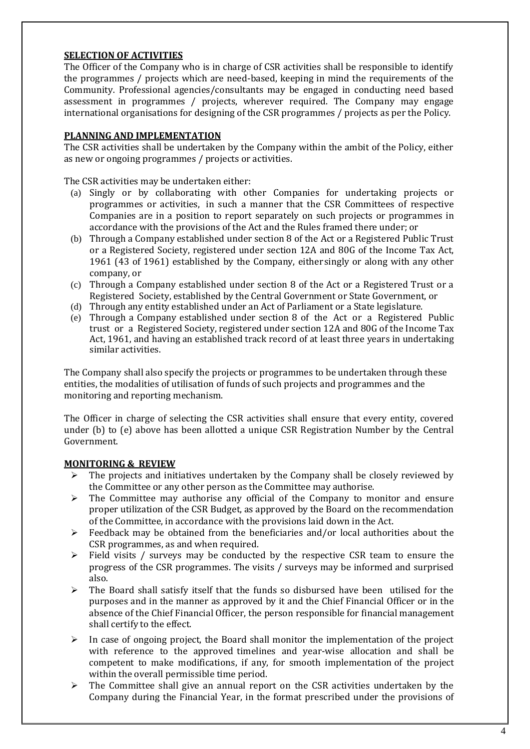## SELECTION OF ACTIVITIES

The Officer of the Company who is in charge of CSR activities shall be responsible to identify the programmes / projects which are need-based, keeping in mind the requirements of the Community. Professional agencies/consultants may be engaged in conducting need based assessment in programmes / projects, wherever required. The Company may engage international organisations for designing of the CSR programmes / projects as per the Policy.

## PLANNING AND IMPLEMENTATION

The CSR activities shall be undertaken by the Company within the ambit of the Policy, either as new or ongoing programmes / projects or activities.

The CSR activities may be undertaken either:

(a) Singly or by collaborating with other Companies for undertaking projects or programmes or activities, in such a manner that the CSR Committees of respective Companies are in a position to report separately on such projects or programmes in accordance with the provisions of the Act and the Rules framed there under; or

(b) Through a Company established under section 8 of the Act or a Registered Public Trust or a Registered Society, registered under section 12A and 80G of the Income Tax Act, 1961 (43 of 1961) established by the Company, either singly or along with any other company, or

(c) Through a Company established under section 8 of the Act or a Registered Trust or a Registered Society, established by the Central Government or State Government, or

(d) Through any entity established under an Act of Parliament or a State legislature.

(e) Through a Company established under section 8 of the Act or a Registered Public trust or a Registered Society, registered under section 12A and 80G of the Income Tax Act, 1961, and having an established track record of at least three years in undertaking similar activities.

The Company shall also specify the projects or programmes to be undertaken through these entities, the modalities of utilisation of funds of such projects and programmes and the monitoring and reporting mechanism.

The Officer in charge of selecting the CSR activities shall ensure that every entity, covered under (b) to (e) above has been allotted a unique CSR Registration Number by the Central Government.

## MONITORING & REVIEW

- The projects and initiatives undertaken by the Company shall be closely reviewed by the Committee or any other person as the Committee may authorise.
- The Committee may authorise any official of the Company to monitor and ensure proper utilization of the CSR Budget, as approved by the Board on the recommendation of the Committee, in accordance with the provisions laid down in the Act.
- Feedback may be obtained from the beneficiaries and/or local authorities about the CSR programmes, as and when required.
- Field visits / surveys may be conducted by the respective CSR team to ensure the progress of the CSR programmes. The visits / surveys may be informed and surprised also.
- The Board shall satisfy itself that the funds so disbursed have been utilised for the purposes and in the manner as approved by it and the Chief Financial Officer or in the absence of the Chief Financial Officer, the person responsible for financial management shall certify to the effect.
- In case of ongoing project, the Board shall monitor the implementation of the project with reference to the approved timelines and year-wise allocation and shall be competent to make modifications, if any, for smooth implementation of the project within the overall permissible time period.
- The Committee shall give an annual report on the CSR activities undertaken by the Company during the Financial Year, in the format prescribed under the provisions of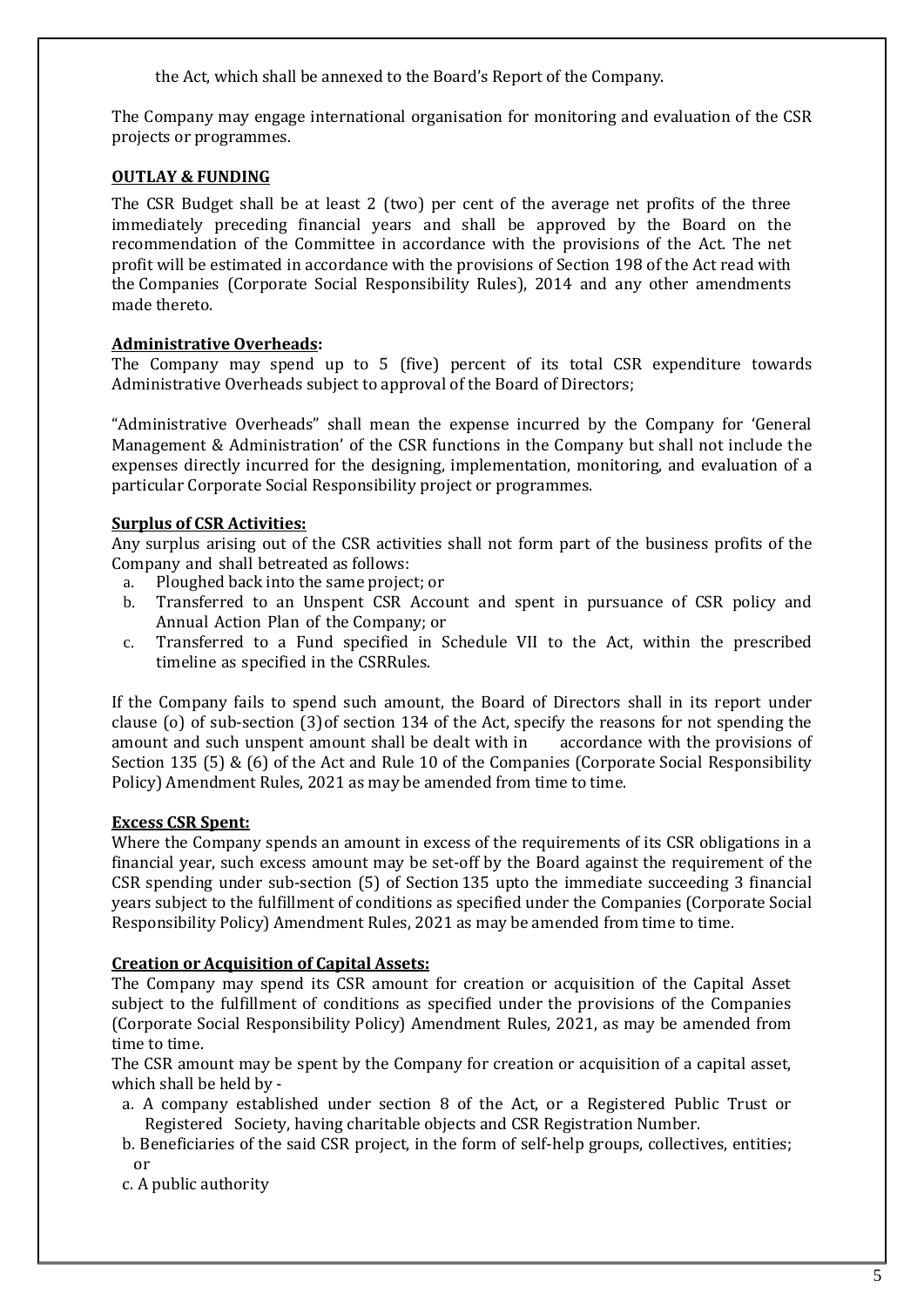the Act, which shall be annexed to the Board's Report of the Company.

The Company may engage international organisation for monitoring and evaluation of the CSR projects or programmes.

**OUTLAY & FUNDING**

The CSR Budget shall be at least 2 (two) per cent of the average net profits of the three immediately preceding financial years and shall be approved by the Board on the recommendation of the Committee in accordance with the provisions of the Act. The net profit will be estimated in accordance with the provisions of Section 198 of the Act read with the Companies (Corporate Social Responsibility Rules), 2014 and any other amendments made thereto.

**Administrative Overheads:**
The Company may spend up to 5 (five) percent of its total CSR expenditure towards Administrative Overheads subject to approval of the Board of Directors;

"Administrative Overheads" shall mean the expense incurred by the Company for 'General Management & Administration' of the CSR functions in the Company but shall not include the expenses directly incurred for the designing, implementation, monitoring, and evaluation of a particular Corporate Social Responsibility project or programmes.

**Surplus of CSR Activities:**
Any surplus arising out of the CSR activities shall not form part of the business profits of the Company and shall betreated as follows:

a. Ploughed back into the same project; or
b. Transferred to an Unspent CSR Account and spent in pursuance of CSR policy and Annual Action Plan of the Company; or
c. Transferred to a Fund specified in Schedule VII to the Act, within the prescribed timeline as specified in the CSRRules.

If the Company fails to spend such amount, the Board of Directors shall in its report under clause (o) of sub-section (3) of section 134 of the Act, specify the reasons for not spending the amount and such unspent amount shall be dealt with in accordance with the provisions of Section 135 (5) & (6) of the Act and Rule 10 of the Companies (Corporate Social Responsibility Policy) Amendment Rules, 2021 as may be amended from time to time.

**Excess CSR Spent:**
Where the Company spends an amount in excess of the requirements of its CSR obligations in a financial year, such excess amount may be set-off by the Board against the requirement of the CSR spending under sub-section (5) of Section 135 upto the immediate succeeding 3 financial years subject to the fulfillment of conditions as specified under the Companies (Corporate Social Responsibility Policy) Amendment Rules, 2021 as may be amended from time to time.

**Creation or Acquisition of Capital Assets:**
The Company may spend its CSR amount for creation or acquisition of the Capital Asset subject to the fulfillment of conditions as specified under the provisions of the Companies (Corporate Social Responsibility Policy) Amendment Rules, 2021, as may be amended from time to time.
The CSR amount may be spent by the Company for creation or acquisition of a capital asset, which shall be held by -

a. A company established under section 8 of the Act, or a Registered Public Trust or Registered Society, having charitable objects and CSR Registration Number.
b. Beneficiaries of the said CSR project, in the form of self-help groups, collectives, entities; or
c. A public authority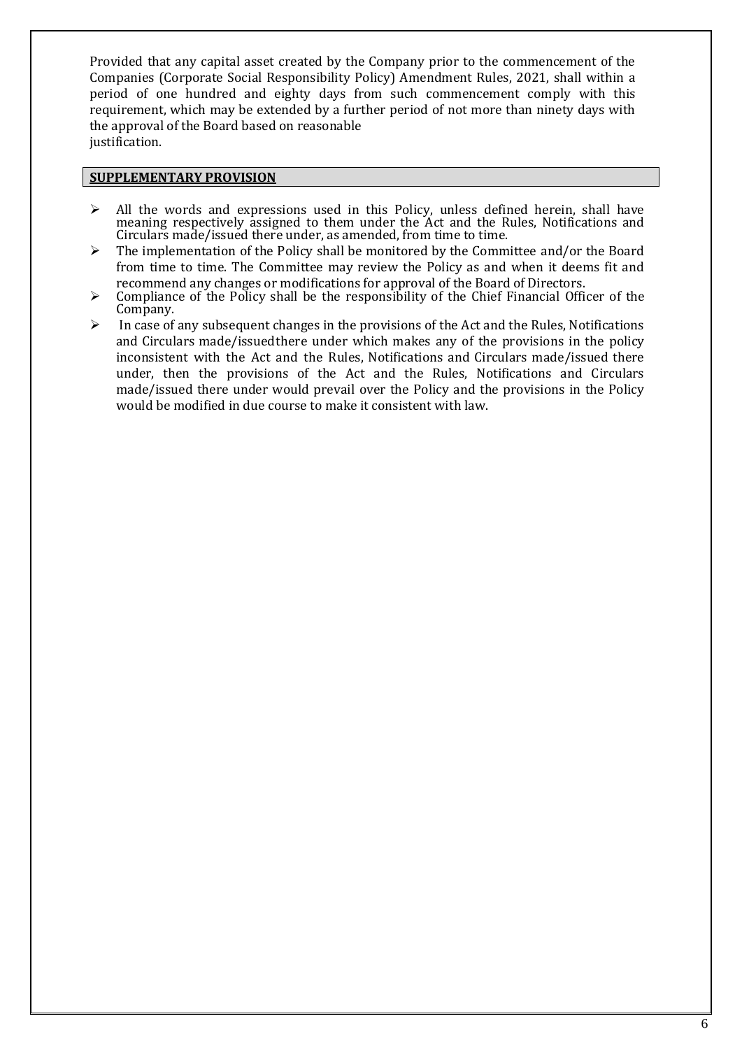Provided that any capital asset created by the Company prior to the commencement of the Companies (Corporate Social Responsibility Policy) Amendment Rules, 2021, shall within a period of one hundred and eighty days from such commencement comply with this requirement, which may be extended by a further period of not more than ninety days with the approval of the Board based on reasonable justification.

## SUPPLEMENTARY PROVISION

- All the words and expressions used in this Policy, unless defined herein, shall have meaning respectively assigned to them under the Act and the Rules, Notifications and Circulars made/issued there under, as amended, from time to time.
- The implementation of the Policy shall be monitored by the Committee and/or the Board from time to time. The Committee may review the Policy as and when it deems fit and recommend any changes or modifications for approval of the Board of Directors.
- Compliance of the Policy shall be the responsibility of the Chief Financial Officer of the Company.
- In case of any subsequent changes in the provisions of the Act and the Rules, Notifications and Circulars made/issuedthere under which makes any of the provisions in the policy inconsistent with the Act and the Rules, Notifications and Circulars made/issued there under, then the provisions of the Act and the Rules, Notifications and Circulars made/issued there under would prevail over the Policy and the provisions in the Policy would be modified in due course to make it consistent with law.